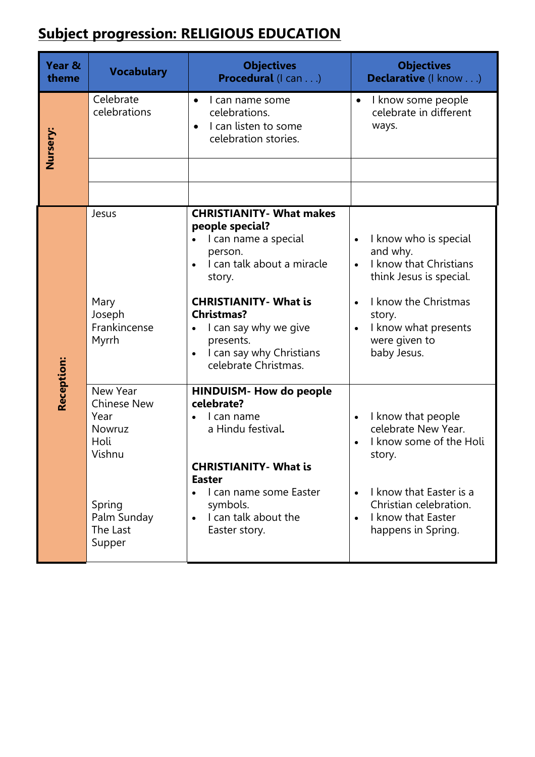# Subject progression: RELIGIOUS EDUCATION

| Year & theme | Vocabulary | Objectives Procedural (I can . . .) | Objectives Declarative (I know . . .) |
|---|---|---|---|
| **Nursery:** | Celebrate<br>celebrations | • I can name some celebrations.<br>• I can listen to some celebration stories. | • I know some people celebrate in different ways. |
| | | | |
| | | | |
| **Reception:** | Jesus | **CHRISTIANITY- What makes people special?**<br>• I can name a special person.<br>• I can talk about a miracle story. | • I know who is special and why.<br>• I know that Christians think Jesus is special. |
| | Mary<br>Joseph<br>Frankincense<br>Myrrh | **CHRISTIANITY- What is Christmas?**<br>• I can say why we give presents.<br>• I can say why Christians celebrate Christmas. | • I know the Christmas story.<br>• I know what presents were given to baby Jesus. |
| | New Year<br>Chinese New Year<br>Nowruz<br>Holi<br>Vishnu | **HINDUISM- How do people celebrate?**<br>• I can name a Hindu festival**.** | • I know that people celebrate New Year.<br>• I know some of the Holi story. |
| | Spring<br>Palm Sunday<br>The Last Supper | **CHRISTIANITY- What is Easter**<br>• I can name some Easter symbols.<br>• I can talk about the Easter story. | • I know that Easter is a Christian celebration.<br>• I know that Easter happens in Spring. |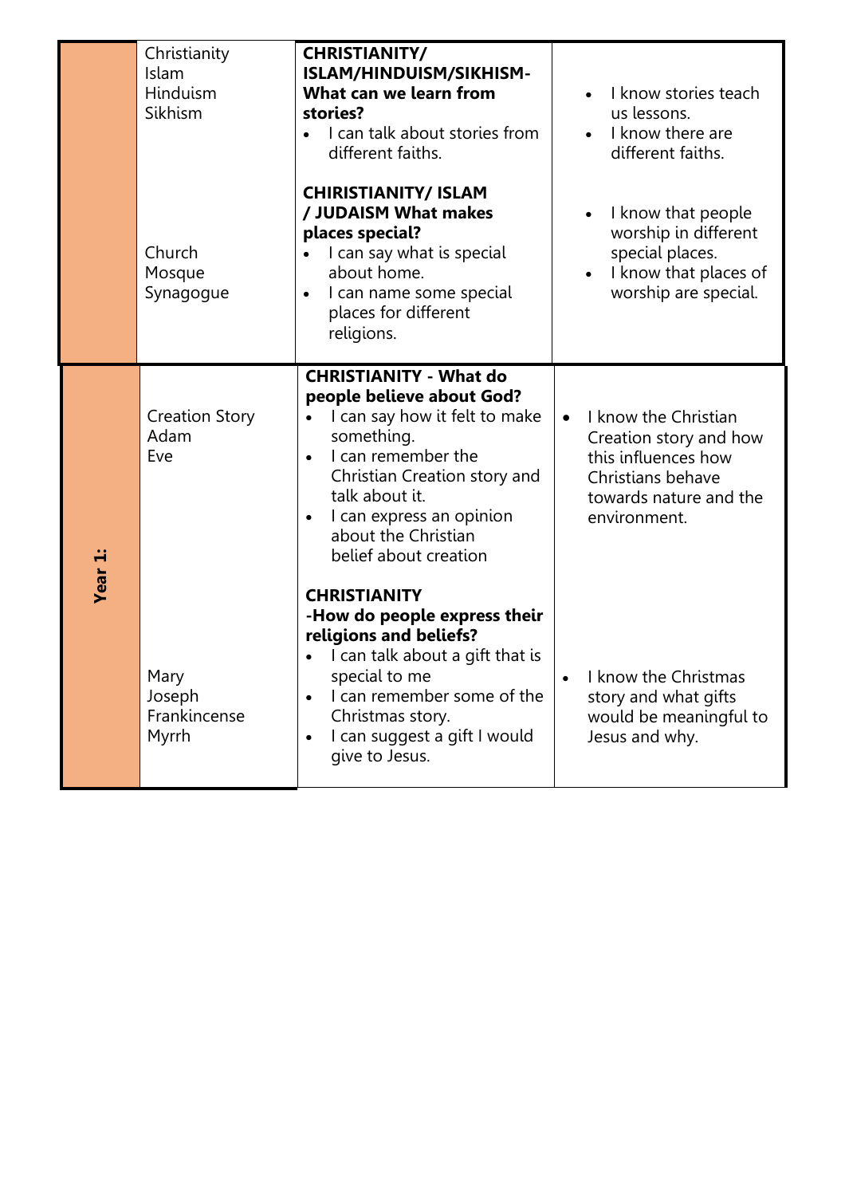| | | | |
|---|---|---|---|
| | Christianity<br>Islam<br>Hinduism<br>Sikhism | **CHRISTIANITY/ ISLAM/HINDUISM/SIKHISM- What can we learn from stories?**<br>• I can talk about stories from different faiths. | • I know stories teach us lessons.<br>• I know there are different faiths. |
| | Church<br>Mosque<br>Synagogue | **CHIRISTIANITY/ ISLAM / JUDAISM What makes places special?**<br>• I can say what is special about home.<br>• I can name some special places for different religions. | • I know that people worship in different special places.<br>• I know that places of worship are special. |
| **Year 1:** | Creation Story<br>Adam<br>Eve | **CHRISTIANITY - What do people believe about God?**<br>• I can say how it felt to make something.<br>• I can remember the Christian Creation story and talk about it.<br>• I can express an opinion about the Christian belief about creation | • I know the Christian Creation story and how this influences how Christians behave towards nature and the environment. |
| | Mary<br>Joseph<br>Frankincense<br>Myrrh | **CHRISTIANITY -How do people express their religions and beliefs?**<br>• I can talk about a gift that is special to me<br>• I can remember some of the Christmas story.<br>• I can suggest a gift I would give to Jesus. | • I know the Christmas story and what gifts would be meaningful to Jesus and why. |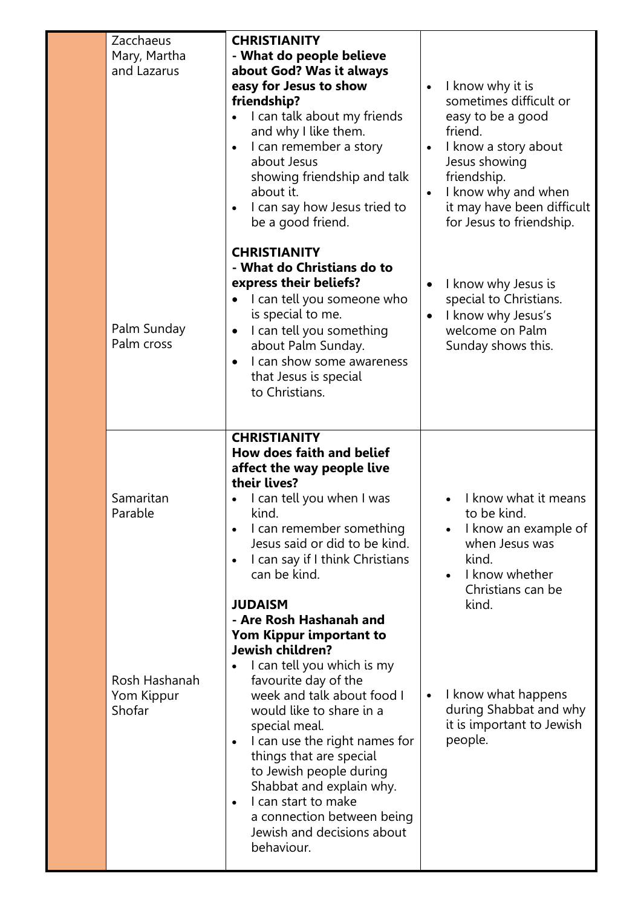| | | | |
|---|---|---|---|
| | Zacchaeus<br>Mary, Martha and Lazarus | **CHRISTIANITY**<br>**- What do people believe about God? Was it always easy for Jesus to show friendship?**<br>• I can talk about my friends and why I like them.<br>• I can remember a story about Jesus showing friendship and talk about it.<br>• I can say how Jesus tried to be a good friend. | • I know why it is sometimes difficult or easy to be a good friend.<br>• I know a story about Jesus showing friendship.<br>• I know why and when it may have been difficult for Jesus to friendship. |
| | Palm Sunday<br>Palm cross | **CHRISTIANITY**<br>**- What do Christians do to express their beliefs?**<br>• I can tell you someone who is special to me.<br>• I can tell you something about Palm Sunday.<br>• I can show some awareness that Jesus is special to Christians. | • I know why Jesus is special to Christians.<br>• I know why Jesus's welcome on Palm Sunday shows this. |
| | Samaritan<br>Parable | **CHRISTIANITY**<br>**How does faith and belief affect the way people live their lives?**<br>• I can tell you when I was kind.<br>• I can remember something Jesus said or did to be kind.<br>• I can say if I think Christians can be kind. | • I know what it means to be kind.<br>• I know an example of when Jesus was kind.<br>• I know whether Christians can be kind. |
| | Rosh Hashanah<br>Yom Kippur<br>Shofar | **JUDAISM**<br>**- Are Rosh Hashanah and Yom Kippur important to Jewish children?**<br>• I can tell you which is my favourite day of the week and talk about food I would like to share in a special meal.<br>• I can use the right names for things that are special to Jewish people during Shabbat and explain why.<br>• I can start to make a connection between being Jewish and decisions about behaviour. | • I know what happens during Shabbat and why it is important to Jewish people. |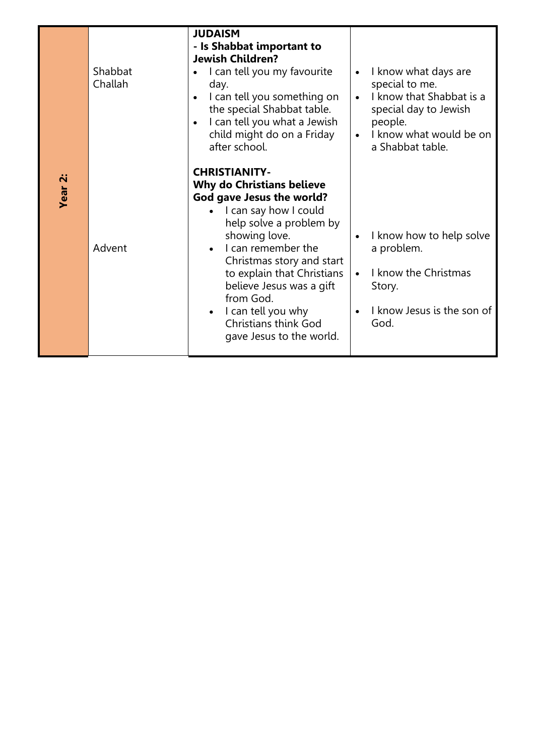| Year 2: | Shabbat<br>Challah | **JUDAISM**<br>**- Is Shabbat important to Jewish Children?**<br>• I can tell you my favourite day.<br>• I can tell you something on the special Shabbat table.<br>• I can tell you what a Jewish child might do on a Friday after school. | • I know what days are special to me.<br>• I know that Shabbat is a special day to Jewish people.<br>• I know what would be on a Shabbat table. |
|---|---|---|---|
| | Advent | **CHRISTIANITY-**<br>**Why do Christians believe God gave Jesus the world?**<br>• I can say how I could help solve a problem by showing love.<br>• I can remember the Christmas story and start to explain that Christians believe Jesus was a gift from God.<br>• I can tell you why Christians think God gave Jesus to the world. | • I know how to help solve a problem.<br>• I know the Christmas Story.<br>• I know Jesus is the son of God. |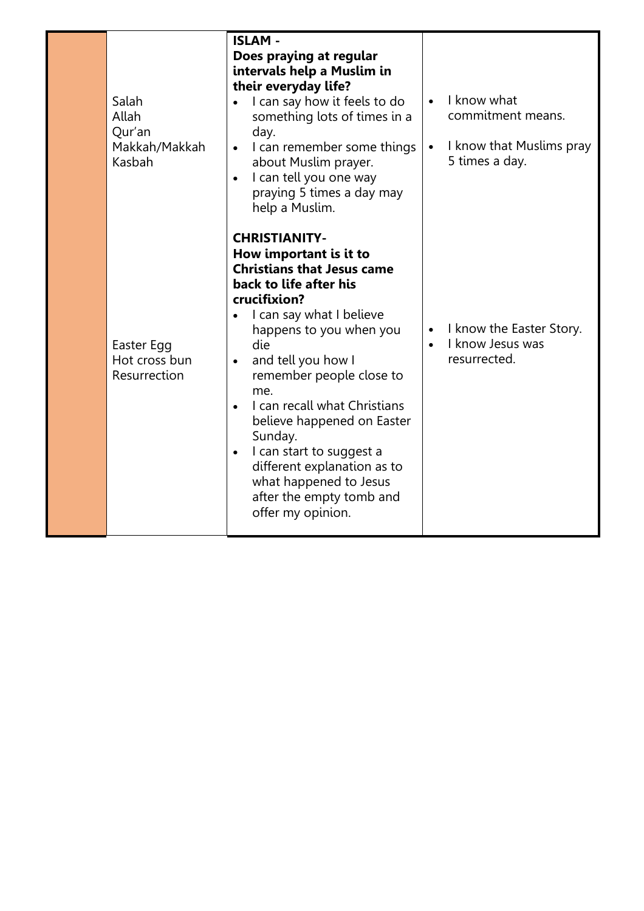| | | | |
|---|---|---|---|
| | Salah<br>Allah<br>Qur'an<br>Makkah/Makkah<br>Kasbah | **ISLAM -**<br>**Does praying at regular intervals help a Muslim in their everyday life?**<br>• I can say how it feels to do something lots of times in a day.<br>• I can remember some things about Muslim prayer.<br>• I can tell you one way praying 5 times a day may help a Muslim. | • I know what commitment means.<br>• I know that Muslims pray 5 times a day. |
| | Easter Egg<br>Hot cross bun<br>Resurrection | **CHRISTIANITY-**<br>**How important is it to Christians that Jesus came back to life after his crucifixion?**<br>• I can say what I believe happens to you when you die<br>• and tell you how I remember people close to me.<br>• I can recall what Christians believe happened on Easter Sunday.<br>• I can start to suggest a different explanation as to what happened to Jesus after the empty tomb and offer my opinion. | • I know the Easter Story.<br>• I know Jesus was resurrected. |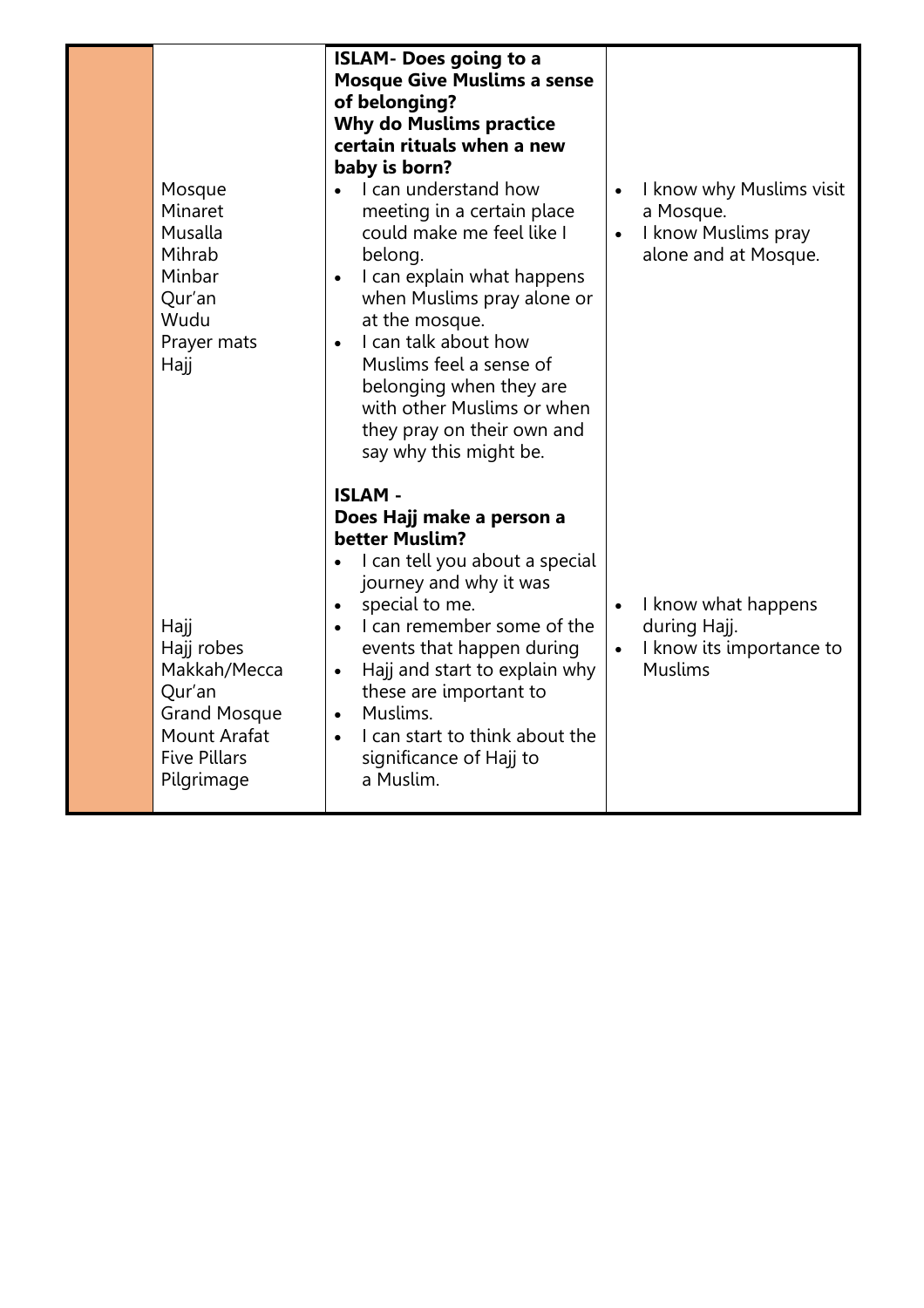| | | | |
|---|---|---|---|
| | Mosque<br>Minaret<br>Musalla<br>Mihrab<br>Minbar<br>Qur'an<br>Wudu<br>Prayer mats<br>Hajj | **ISLAM- Does going to a Mosque Give Muslims a sense of belonging?**<br>**Why do Muslims practice certain rituals when a new baby is born?**<br>• I can understand how meeting in a certain place could make me feel like I belong.<br>• I can explain what happens when Muslims pray alone or at the mosque.<br>• I can talk about how Muslims feel a sense of belonging when they are with other Muslims or when they pray on their own and say why this might be. | • I know why Muslims visit a Mosque.<br>• I know Muslims pray alone and at Mosque. |
| | Hajj<br>Hajj robes<br>Makkah/Mecca<br>Qur'an<br>Grand Mosque<br>Mount Arafat<br>Five Pillars<br>Pilgrimage | **ISLAM -**<br>**Does Hajj make a person a better Muslim?**<br>• I can tell you about a special journey and why it was<br>• special to me.<br>• I can remember some of the events that happen during<br>• Hajj and start to explain why these are important to<br>• Muslims.<br>• I can start to think about the significance of Hajj to a Muslim. | • I know what happens during Hajj.<br>• I know its importance to Muslims |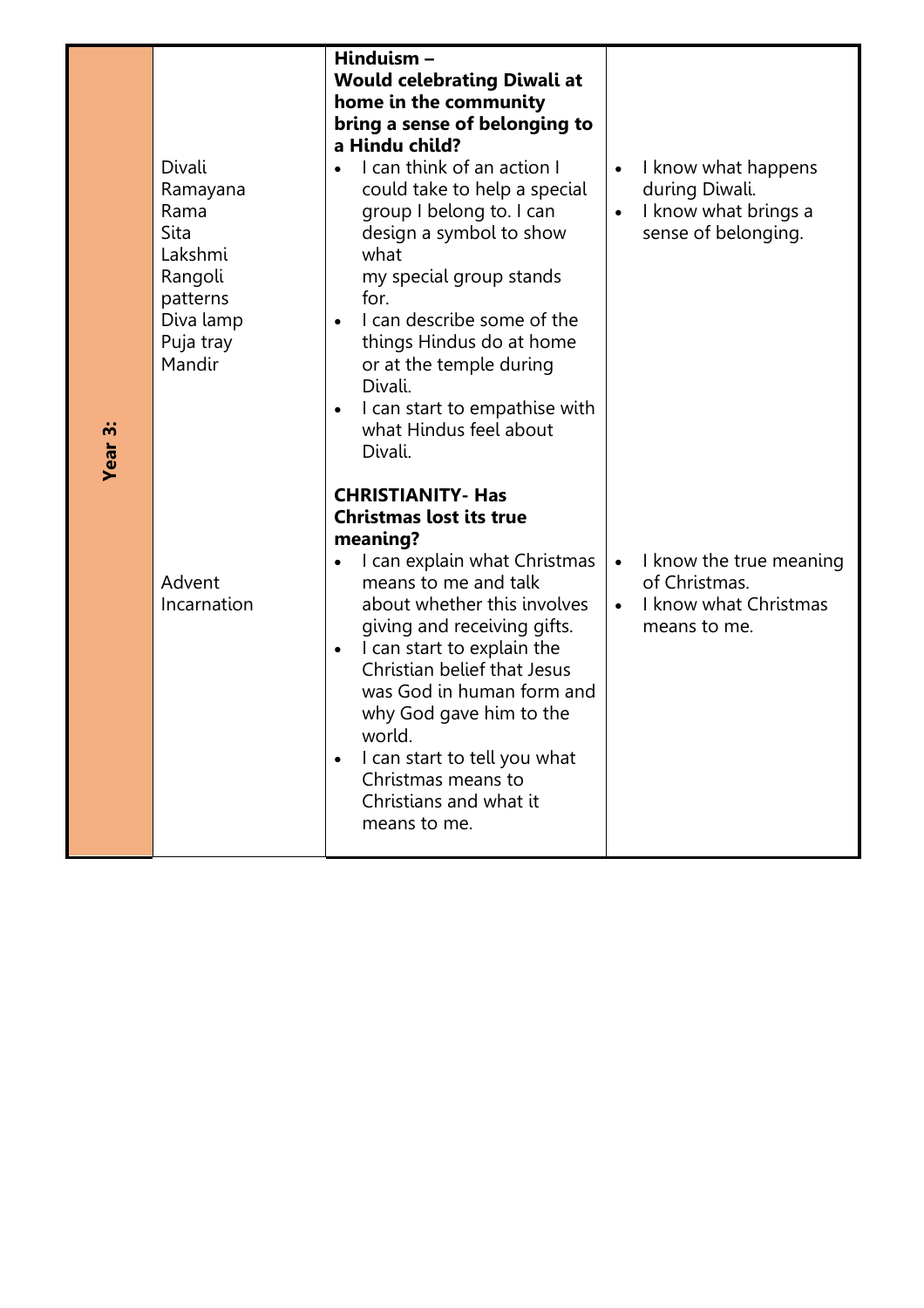| Year 3: | Divali<br>Ramayana<br>Rama<br>Sita<br>Lakshmi<br>Rangoli patterns<br>Diva lamp<br>Puja tray<br>Mandir | **Hinduism – Would celebrating Diwali at home in the community bring a sense of belonging to a Hindu child?**<br>• I can think of an action I could take to help a special group I belong to. I can design a symbol to show what my special group stands for.<br>• I can describe some of the things Hindus do at home or at the temple during Divali.<br>• I can start to empathise with what Hindus feel about Divali. | • I know what happens during Diwali.<br>• I know what brings a sense of belonging. |
|---|---|---|---|
| | Advent<br>Incarnation | **CHRISTIANITY- Has Christmas lost its true meaning?**<br>• I can explain what Christmas means to me and talk about whether this involves giving and receiving gifts.<br>• I can start to explain the Christian belief that Jesus was God in human form and why God gave him to the world.<br>• I can start to tell you what Christmas means to Christians and what it means to me. | • I know the true meaning of Christmas.<br>• I know what Christmas means to me. |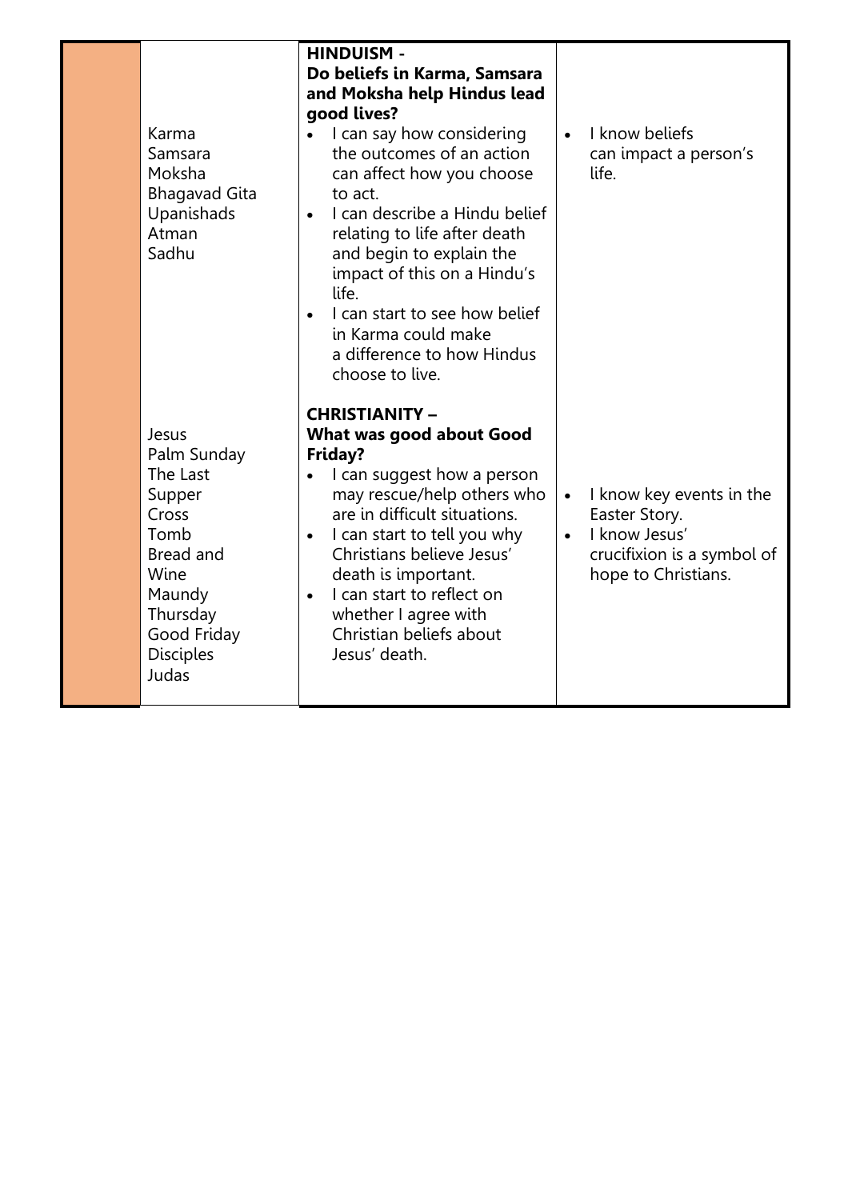|  | Vocabulary | Unit | Knowledge |
|---|---|---|---|
|  | Karma<br>Samsara<br>Moksha<br>Bhagavad Gita<br>Upanishads<br>Atman<br>Sadhu | **HINDUISM - Do beliefs in Karma, Samsara and Moksha help Hindus lead good lives?**<br>• I can say how considering the outcomes of an action can affect how you choose to act.<br>• I can describe a Hindu belief relating to life after death and begin to explain the impact of this on a Hindu's life.<br>• I can start to see how belief in Karma could make a difference to how Hindus choose to live. | • I know beliefs can impact a person's life. |
|  | Jesus<br>Palm Sunday<br>The Last Supper<br>Cross<br>Tomb<br>Bread and Wine<br>Maundy Thursday<br>Good Friday<br>Disciples<br>Judas | **CHRISTIANITY – What was good about Good Friday?**<br>• I can suggest how a person may rescue/help others who are in difficult situations.<br>• I can start to tell you why Christians believe Jesus' death is important.<br>• I can start to reflect on whether I agree with Christian beliefs about Jesus' death. | • I know key events in the Easter Story.<br>• I know Jesus' crucifixion is a symbol of hope to Christians. |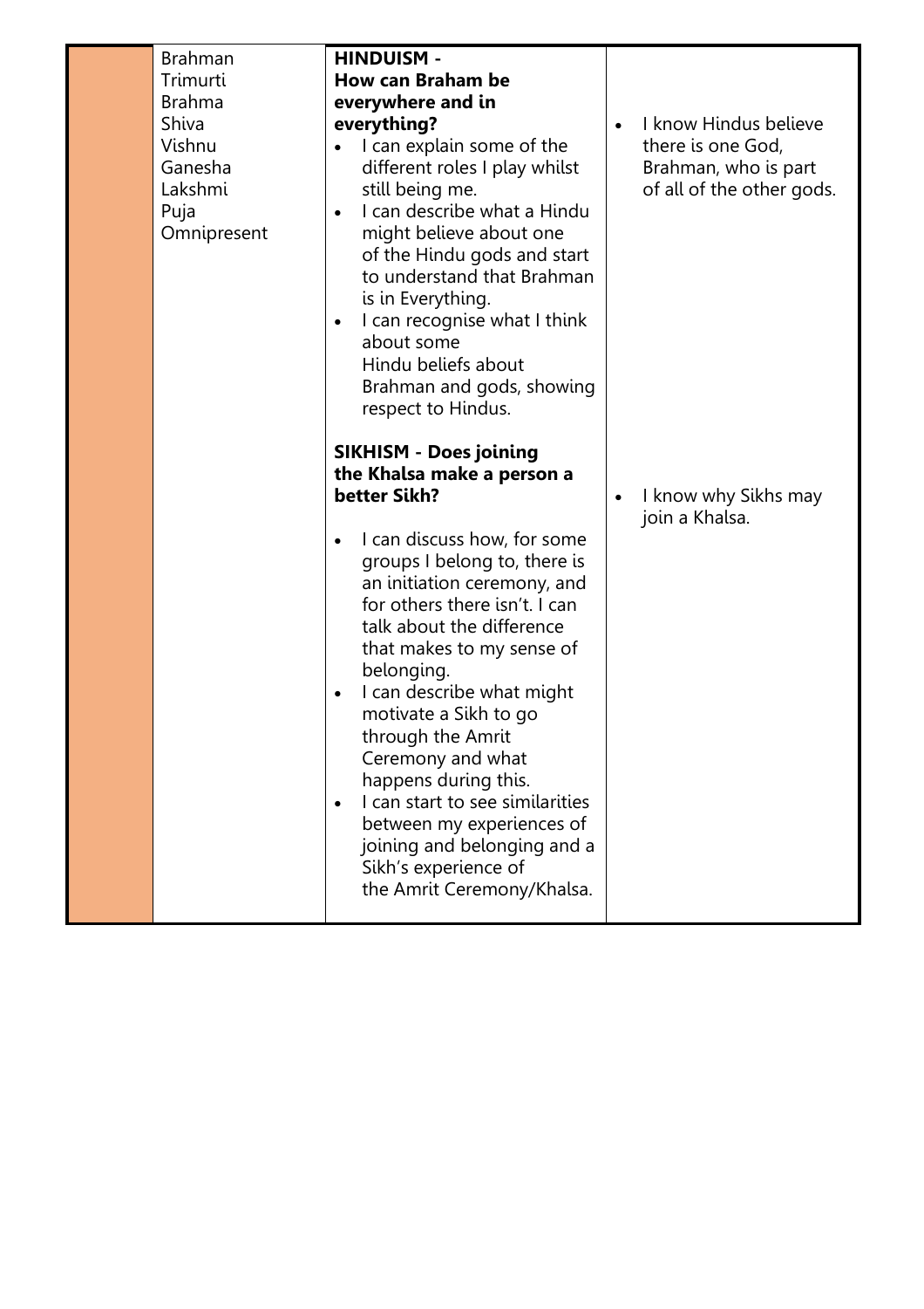|  | Brahman<br>Trimurti<br>Brahma<br>Shiva<br>Vishnu<br>Ganesha<br>Lakshmi<br>Puja<br>Omnipresent | **HINDUISM - How can Braham be everywhere and in everything?**<br>• I can explain some of the different roles I play whilst still being me.<br>• I can describe what a Hindu might believe about one of the Hindu gods and start to understand that Brahman is in Everything.<br>• I can recognise what I think about some Hindu beliefs about Brahman and gods, showing respect to Hindus.<br><br>**SIKHISM - Does joining the Khalsa make a person a better Sikh?**<br>• I can discuss how, for some groups I belong to, there is an initiation ceremony, and for others there isn't. I can talk about the difference that makes to my sense of belonging.<br>• I can describe what might motivate a Sikh to go through the Amrit Ceremony and what happens during this.<br>• I can start to see similarities between my experiences of joining and belonging and a Sikh's experience of the Amrit Ceremony/Khalsa. | • I know Hindus believe there is one God, Brahman, who is part of all of the other gods.<br><br>• I know why Sikhs may join a Khalsa. |
|---|---|---|---|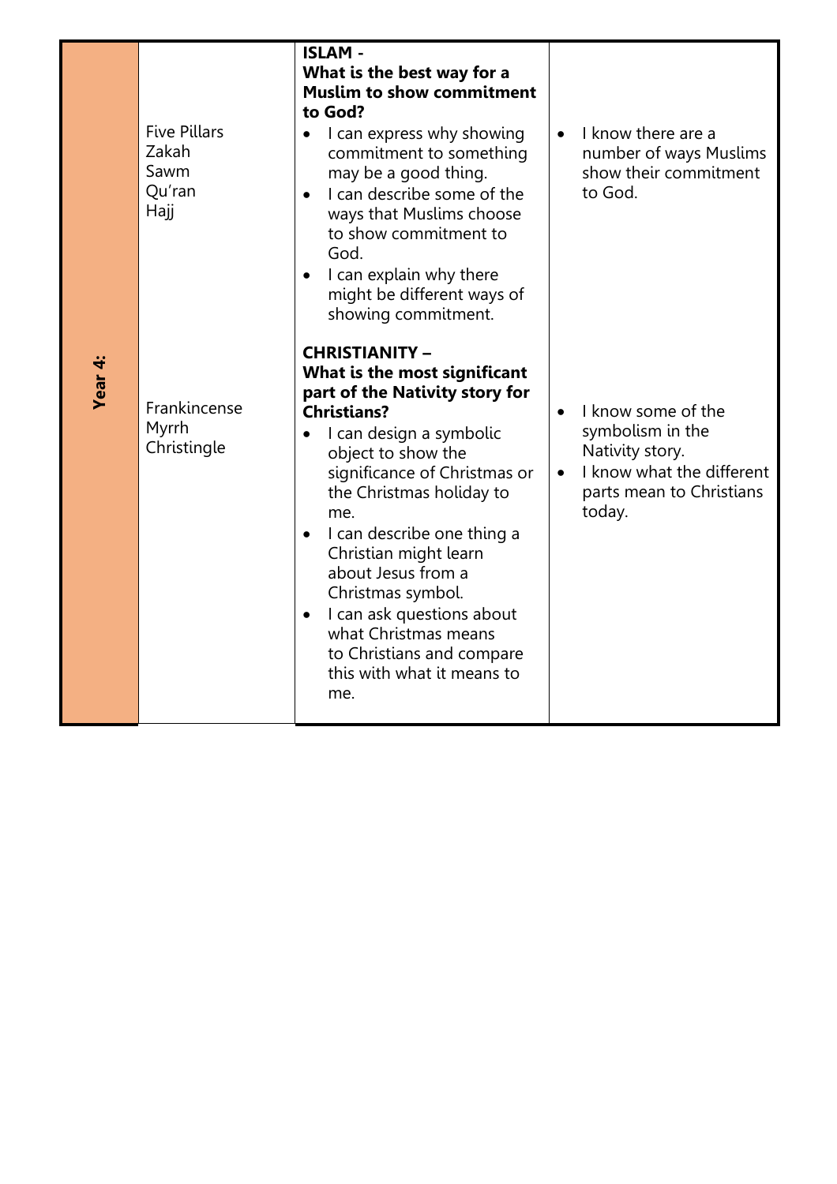| | | | |
|---|---|---|---|
| **Year 4:** | Five Pillars<br>Zakah<br>Sawm<br>Qu'ran<br>Hajj | **ISLAM -**<br>**What is the best way for a Muslim to show commitment to God?**<br>• I can express why showing commitment to something may be a good thing.<br>• I can describe some of the ways that Muslims choose to show commitment to God.<br>• I can explain why there might be different ways of showing commitment. | • I know there are a number of ways Muslims show their commitment to God. |
| | Frankincense<br>Myrrh<br>Christingle | **CHRISTIANITY –**<br>**What is the most significant part of the Nativity story for Christians?**<br>• I can design a symbolic object to show the significance of Christmas or the Christmas holiday to me.<br>• I can describe one thing a Christian might learn about Jesus from a Christmas symbol.<br>• I can ask questions about what Christmas means to Christians and compare this with what it means to me. | • I know some of the symbolism in the Nativity story.<br>• I know what the different parts mean to Christians today. |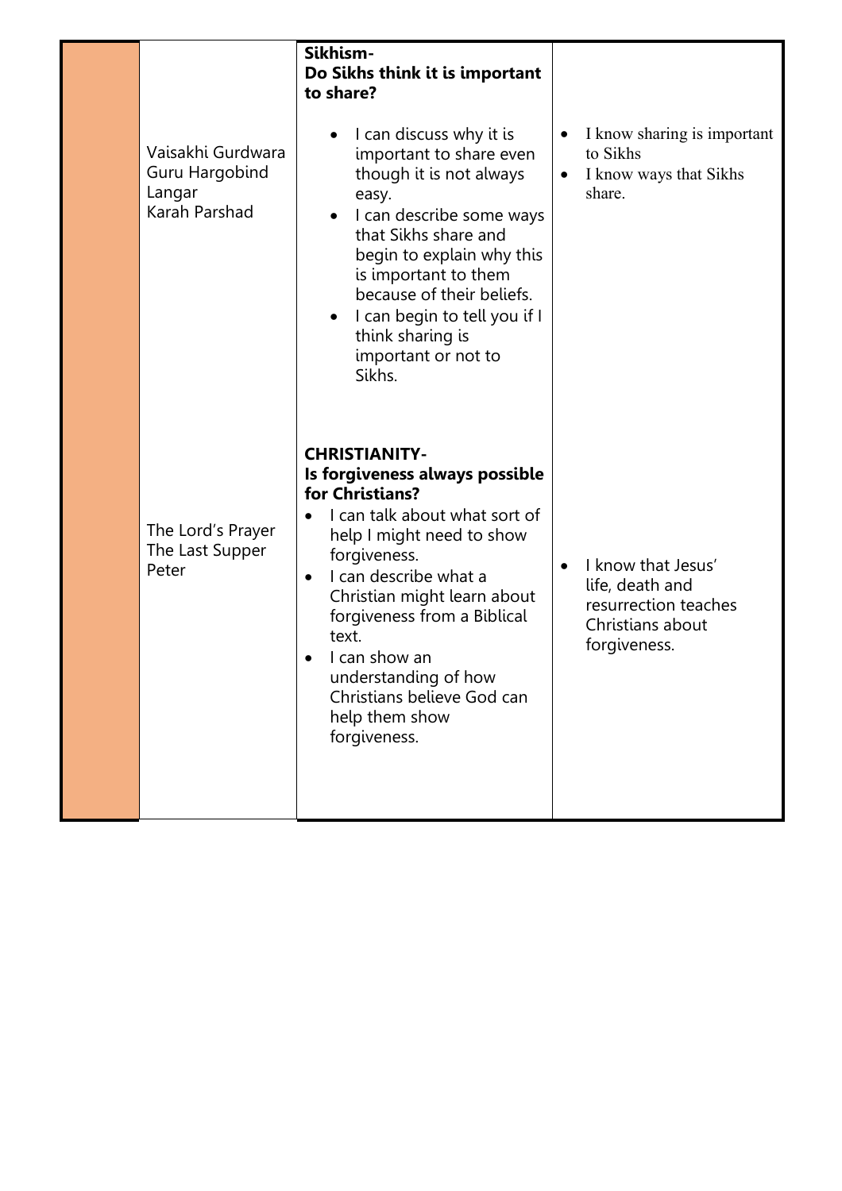| | | | |
|---|---|---|---|
| | Vaisakhi Gurdwara<br>Guru Hargobind<br>Langar<br>Karah Parshad | **Sikhism-**<br>**Do Sikhs think it is important to share?**<br>• I can discuss why it is important to share even though it is not always easy.<br>• I can describe some ways that Sikhs share and begin to explain why this is important to them because of their beliefs.<br>• I can begin to tell you if I think sharing is important or not to Sikhs. | • I know sharing is important to Sikhs<br>• I know ways that Sikhs share. |
| | The Lord's Prayer<br>The Last Supper<br>Peter | **CHRISTIANITY-**<br>**Is forgiveness always possible for Christians?**<br>• I can talk about what sort of help I might need to show forgiveness.<br>• I can describe what a Christian might learn about forgiveness from a Biblical text.<br>• I can show an understanding of how Christians believe God can help them show forgiveness. | • I know that Jesus' life, death and resurrection teaches Christians about forgiveness. |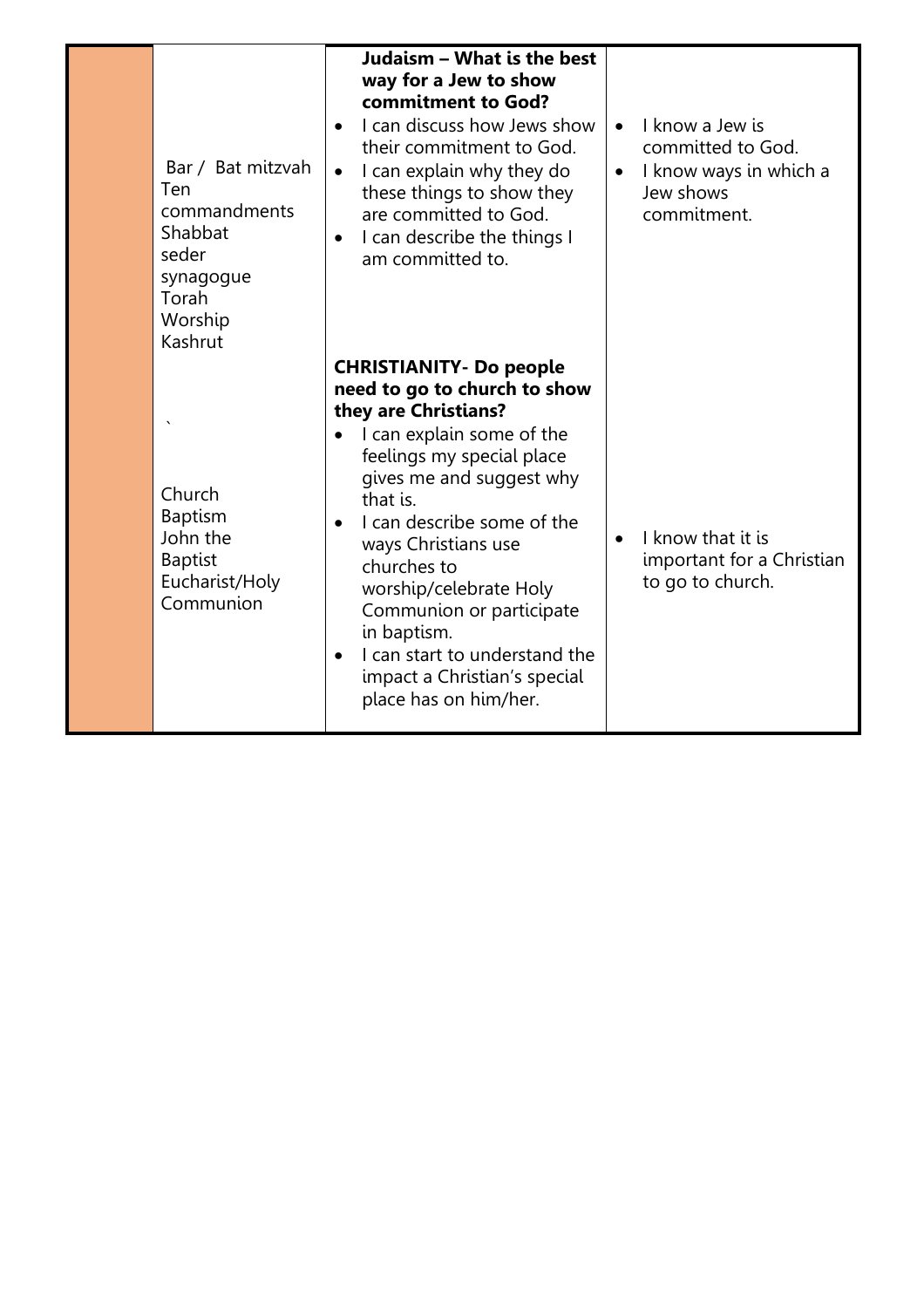|  | Vocabulary | Learning | Knowledge |
|---|---|---|---|
|  | Bar / Bat mitzvah<br>Ten commandments<br>Shabbat<br>seder<br>synagogue<br>Torah<br>Worship<br>Kashrut | **Judaism – What is the best way for a Jew to show commitment to God?**<br>• I can discuss how Jews show their commitment to God.<br>• I can explain why they do these things to show they are committed to God.<br>• I can describe the things I am committed to. | • I know a Jew is committed to God.<br>• I know ways in which a Jew shows commitment. |
|  | `<br>Church<br>Baptism<br>John the Baptist<br>Eucharist/Holy Communion | **CHRISTIANITY- Do people need to go to church to show they are Christians?**<br>• I can explain some of the feelings my special place gives me and suggest why that is.<br>• I can describe some of the ways Christians use churches to worship/celebrate Holy Communion or participate in baptism.<br>• I can start to understand the impact a Christian's special place has on him/her. | • I know that it is important for a Christian to go to church. |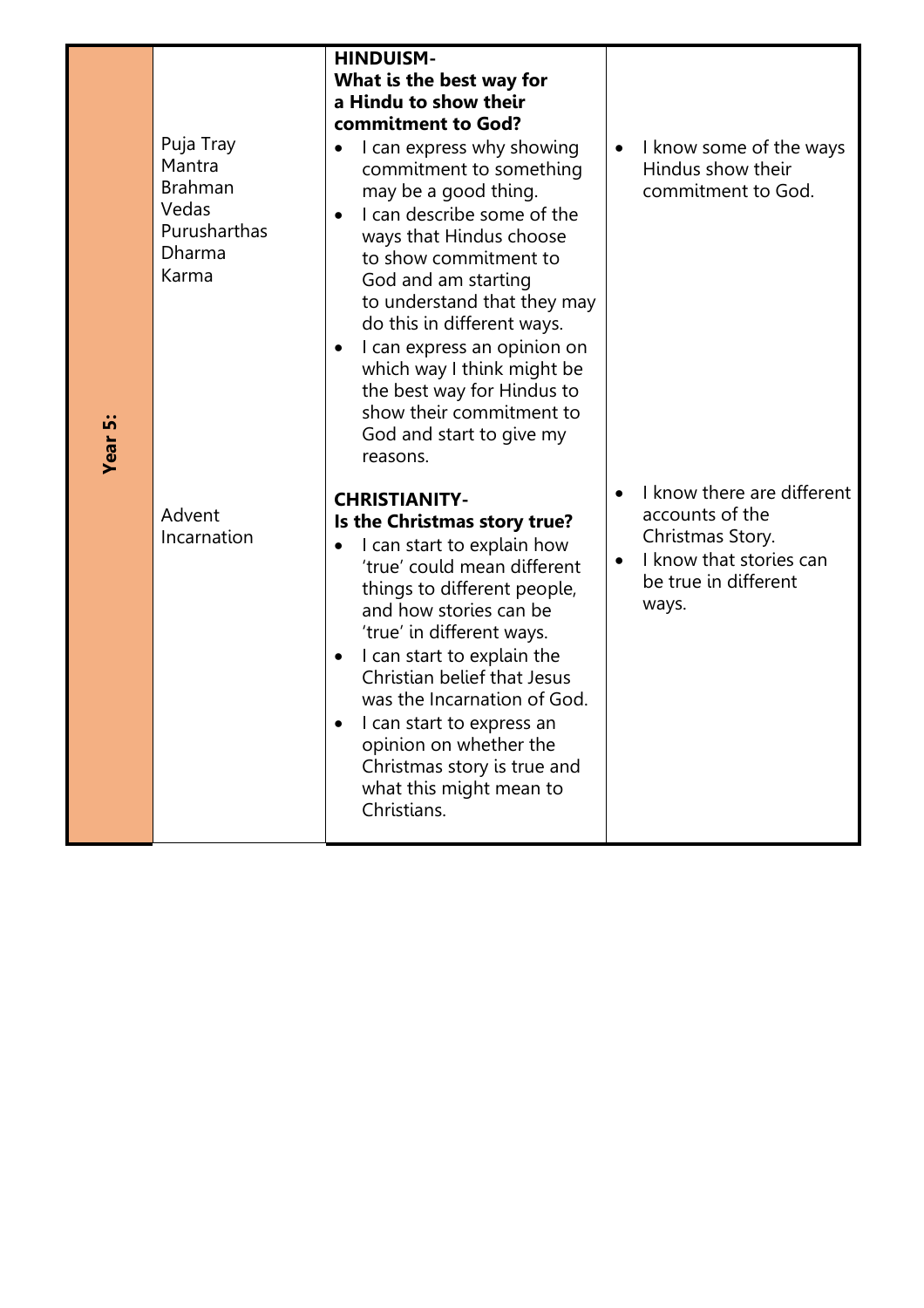| Year 5: | Puja Tray<br>Mantra<br>Brahman<br>Vedas<br>Purusharthas<br>Dharma<br>Karma | **HINDUISM-**<br>**What is the best way for a Hindu to show their commitment to God?**<br>• I can express why showing commitment to something may be a good thing.<br>• I can describe some of the ways that Hindus choose to show commitment to God and am starting to understand that they may do this in different ways.<br>• I can express an opinion on which way I think might be the best way for Hindus to show their commitment to God and start to give my reasons. | • I know some of the ways Hindus show their commitment to God. |
|---|---|---|---|
| | Advent<br>Incarnation | **CHRISTIANITY-**<br>**Is the Christmas story true?**<br>• I can start to explain how 'true' could mean different things to different people, and how stories can be 'true' in different ways.<br>• I can start to explain the Christian belief that Jesus was the Incarnation of God.<br>• I can start to express an opinion on whether the Christmas story is true and what this might mean to Christians. | • I know there are different accounts of the Christmas Story.<br>• I know that stories can be true in different ways. |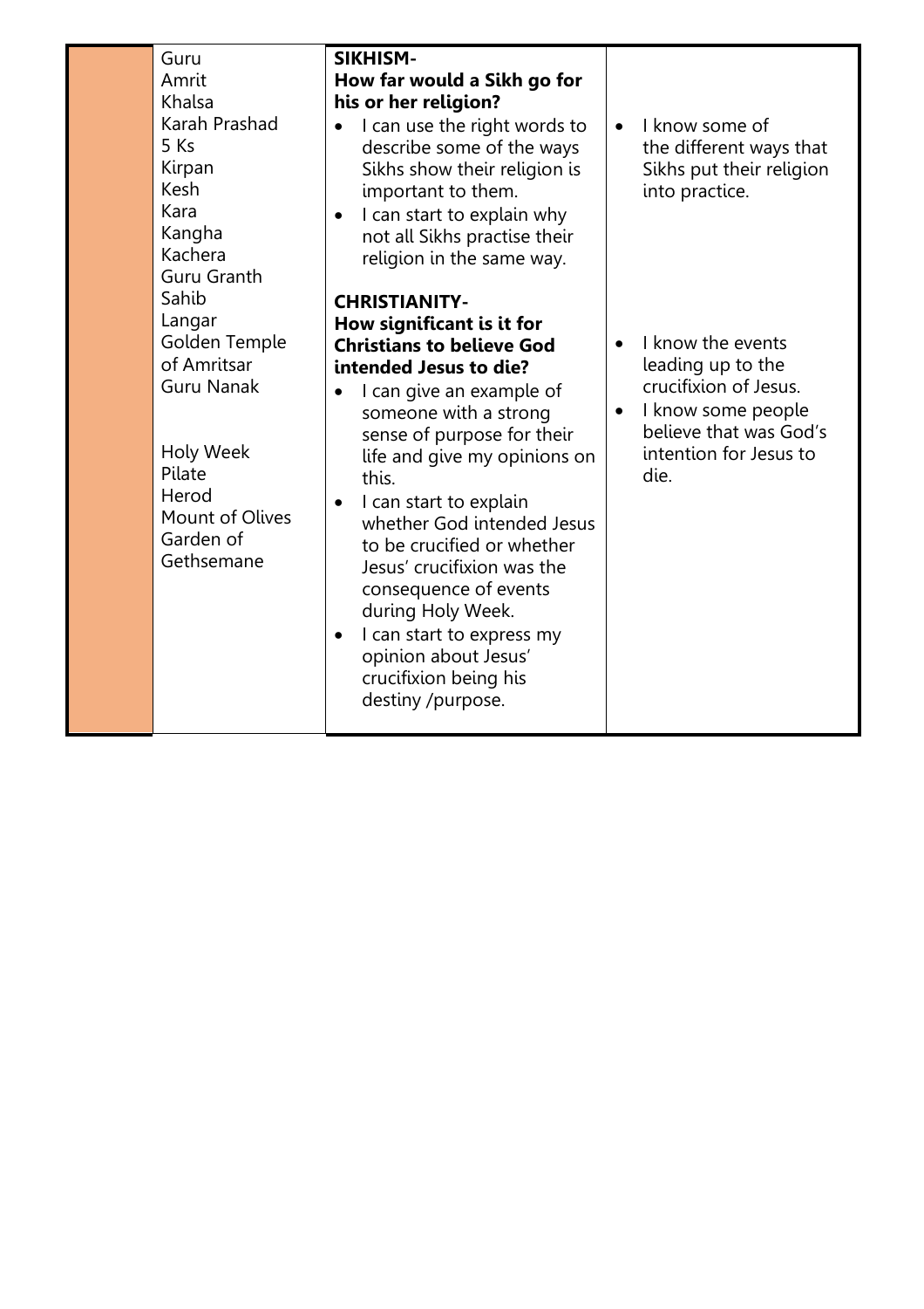| | | | |
|---|---|---|---|
| | Guru<br>Amrit<br>Khalsa<br>Karah Prashad<br>5 Ks<br>Kirpan<br>Kesh<br>Kara<br>Kangha<br>Kachera<br>Guru Granth Sahib<br>Langar<br>Golden Temple of Amritsar<br>Guru Nanak<br><br>Holy Week<br>Pilate<br>Herod<br>Mount of Olives<br>Garden of Gethsemane | **SIKHISM-**<br>**How far would a Sikh go for his or her religion?**<br>• I can use the right words to describe some of the ways Sikhs show their religion is important to them.<br>• I can start to explain why not all Sikhs practise their religion in the same way.<br><br>**CHRISTIANITY-**<br>**How significant is it for Christians to believe God intended Jesus to die?**<br>• I can give an example of someone with a strong sense of purpose for their life and give my opinions on this.<br>• I can start to explain whether God intended Jesus to be crucified or whether Jesus' crucifixion was the consequence of events during Holy Week.<br>• I can start to express my opinion about Jesus' crucifixion being his destiny /purpose. | • I know some of the different ways that Sikhs put their religion into practice.<br><br>• I know the events leading up to the crucifixion of Jesus.<br>• I know some people believe that was God's intention for Jesus to die. |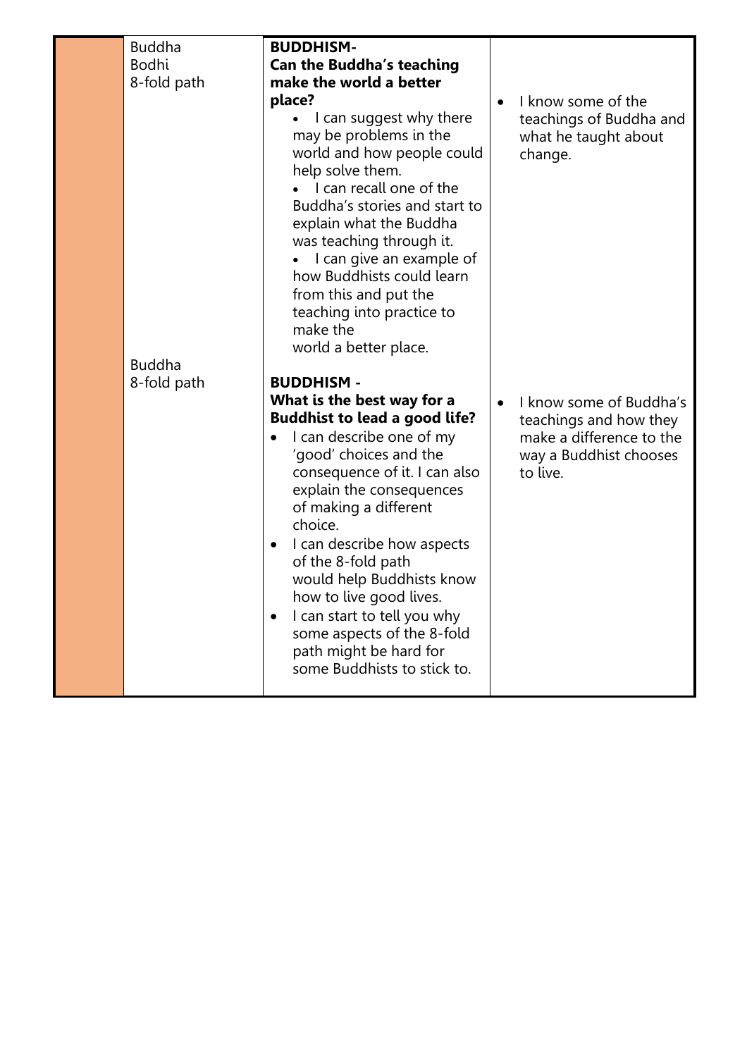| | | | |
|---|---|---|---|
| | Buddha<br>Bodhi<br>8-fold path | **BUDDHISM-**<br>**Can the Buddha's teaching make the world a better place?**<br>• I can suggest why there may be problems in the world and how people could help solve them.<br>• I can recall one of the Buddha's stories and start to explain what the Buddha was teaching through it.<br>• I can give an example of how Buddhists could learn from this and put the teaching into practice to make the world a better place. | • I know some of the teachings of Buddha and what he taught about change. |
| | Buddha<br>8-fold path | **BUDDHISM -**<br>**What is the best way for a Buddhist to lead a good life?**<br>• I can describe one of my 'good' choices and the consequence of it. I can also explain the consequences of making a different choice.<br>• I can describe how aspects of the 8-fold path would help Buddhists know how to live good lives.<br>• I can start to tell you why some aspects of the 8-fold path might be hard for some Buddhists to stick to. | • I know some of Buddha's teachings and how they make a difference to the way a Buddhist chooses to live. |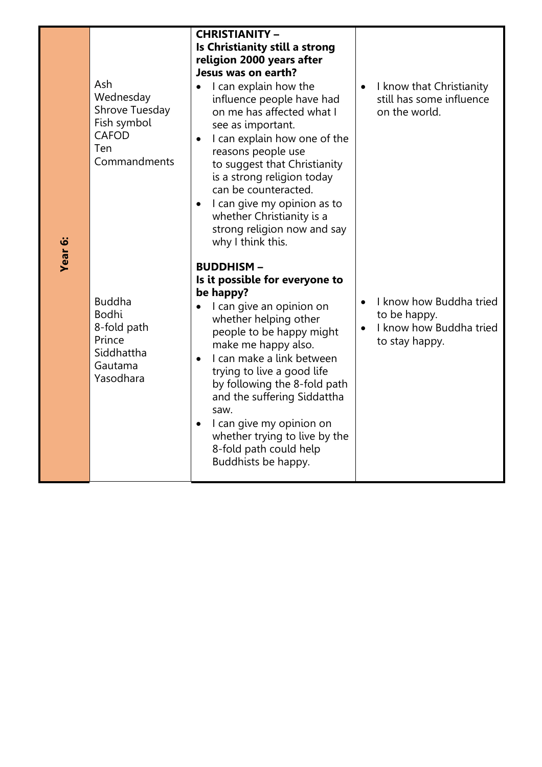| Year 6: | Key vocabulary | Learning objectives | Knowledge |
|---|---|---|---|
| Year 6: | Ash Wednesday<br>Shrove Tuesday<br>Fish symbol<br>CAFOD<br>Ten Commandments | **CHRISTIANITY – Is Christianity still a strong religion 2000 years after Jesus was on earth?**<br>• I can explain how the influence people have had on me has affected what I see as important.<br>• I can explain how one of the reasons people use to suggest that Christianity is a strong religion today can be counteracted.<br>• I can give my opinion as to whether Christianity is a strong religion now and say why I think this. | • I know that Christianity still has some influence on the world. |
| | Buddha<br>Bodhi<br>8-fold path<br>Prince Siddhattha Gautama<br>Yasodhara | **BUDDHISM – Is it possible for everyone to be happy?**<br>• I can give an opinion on whether helping other people to be happy might make me happy also.<br>• I can make a link between trying to live a good life by following the 8-fold path and the suffering Siddattha saw.<br>• I can give my opinion on whether trying to live by the 8-fold path could help Buddhists be happy. | • I know how Buddha tried to be happy.<br>• I know how Buddha tried to stay happy. |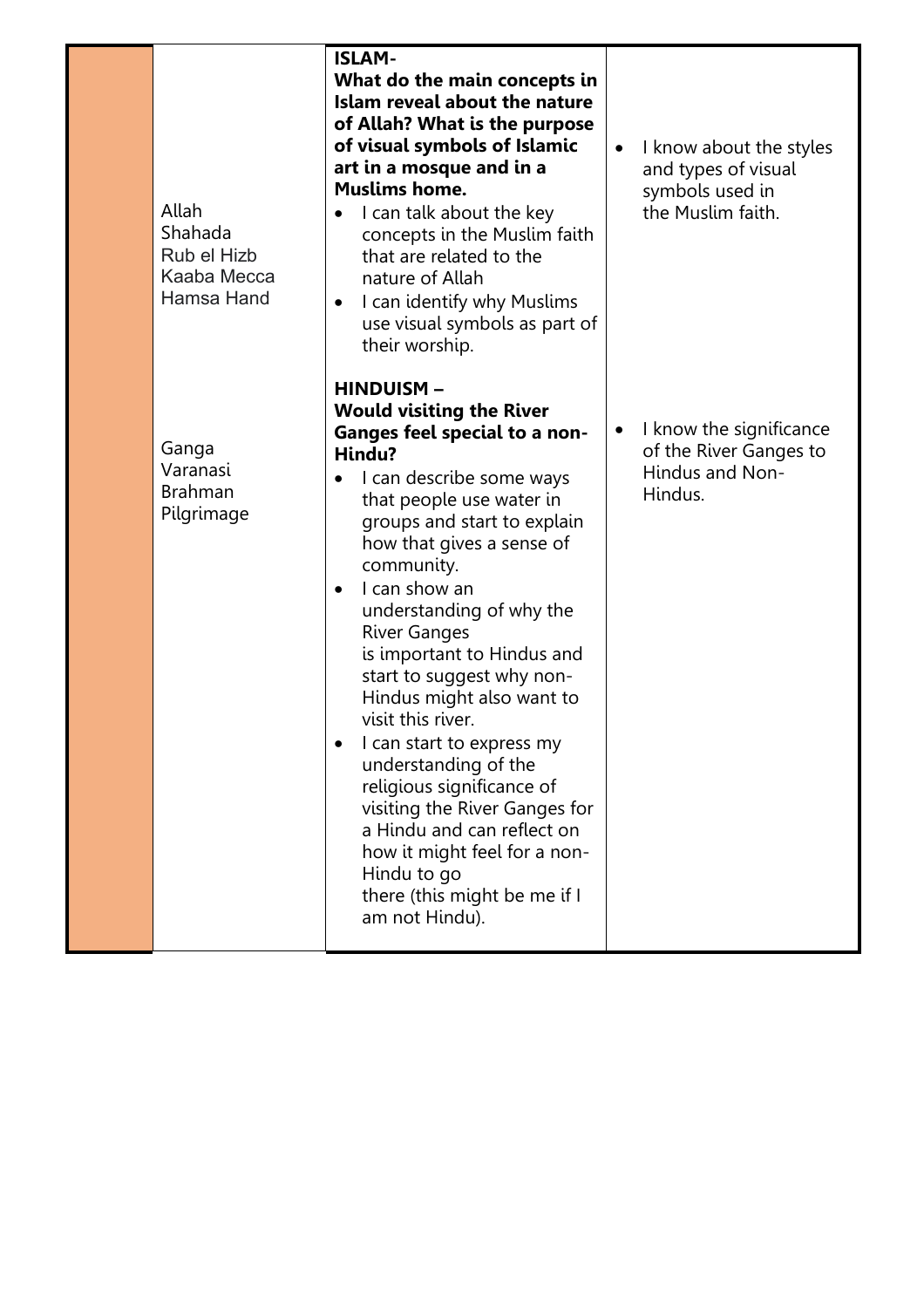| | | | |
|---|---|---|---|
| | Allah<br>Shahada<br>Rub el Hizb<br>Kaaba Mecca<br>Hamsa Hand | **ISLAM-**<br>**What do the main concepts in Islam reveal about the nature of Allah? What is the purpose of visual symbols of Islamic art in a mosque and in a Muslims home.**<br>• I can talk about the key concepts in the Muslim faith that are related to the nature of Allah<br>• I can identify why Muslims use visual symbols as part of their worship. | • I know about the styles and types of visual symbols used in the Muslim faith. |
| | Ganga<br>Varanasi<br>Brahman<br>Pilgrimage | **HINDUISM –**<br>**Would visiting the River Ganges feel special to a non-Hindu?**<br>• I can describe some ways that people use water in groups and start to explain how that gives a sense of community.<br>• I can show an understanding of why the River Ganges is important to Hindus and start to suggest why non-Hindus might also want to visit this river.<br>• I can start to express my understanding of the religious significance of visiting the River Ganges for a Hindu and can reflect on how it might feel for a non-Hindu to go there (this might be me if I am not Hindu). | • I know the significance of the River Ganges to Hindus and Non-Hindus. |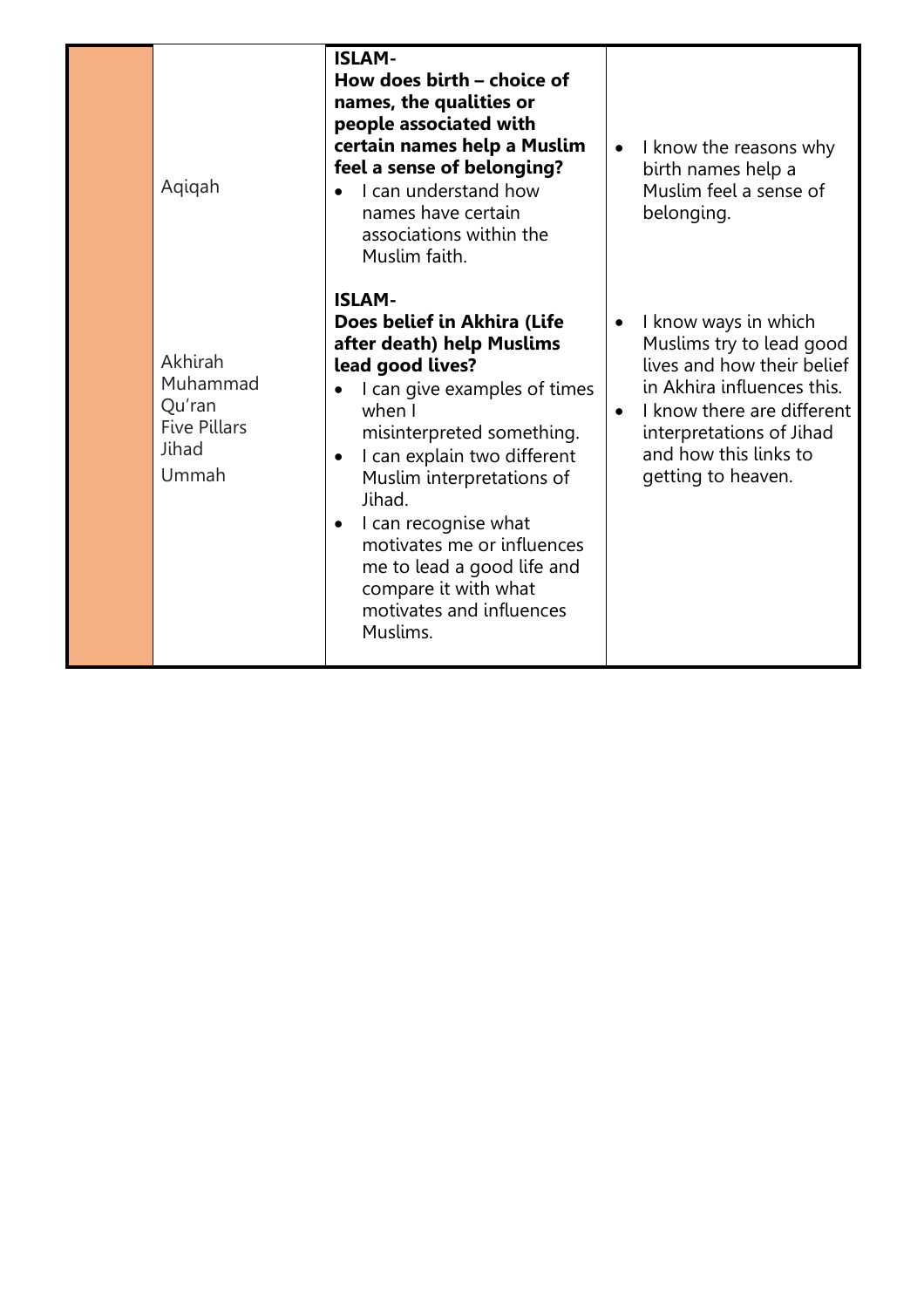| | | | |
|---|---|---|---|
| | Aqiqah | **ISLAM-**<br>**How does birth – choice of names, the qualities or people associated with certain names help a Muslim feel a sense of belonging?**<br>• I can understand how names have certain associations within the Muslim faith. | • I know the reasons why birth names help a Muslim feel a sense of belonging. |
| | Akhirah<br>Muhammad<br>Qu'ran<br>Five Pillars<br>Jihad<br>Ummah | **ISLAM-**<br>**Does belief in Akhira (Life after death) help Muslims lead good lives?**<br>• I can give examples of times when I misinterpreted something.<br>• I can explain two different Muslim interpretations of Jihad.<br>• I can recognise what motivates me or influences me to lead a good life and compare it with what motivates and influences Muslims. | • I know ways in which Muslims try to lead good lives and how their belief in Akhira influences this.<br>• I know there are different interpretations of Jihad and how this links to getting to heaven. |